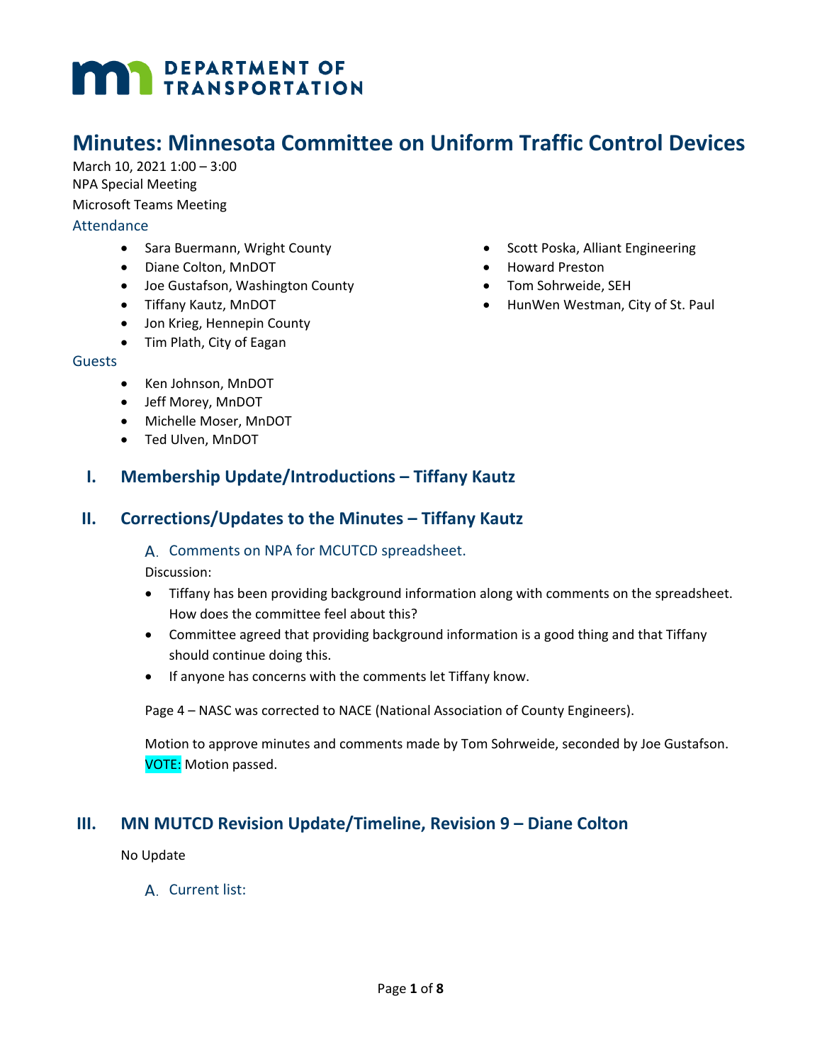# Minutes: Minnesota Committee on Uniform Traffic Control Devices

March 10, 2021 1:00 – 3:00
NPA Special Meeting
Microsoft Teams Meeting

### Attendance

- Sara Buermann, Wright County
- Diane Colton, MnDOT
- Joe Gustafson, Washington County
- Tiffany Kautz, MnDOT
- Jon Krieg, Hennepin County
- Tim Plath, City of Eagan
- Scott Poska, Alliant Engineering
- Howard Preston
- Tom Sohrweide, SEH
- HunWen Westman, City of St. Paul

### Guests

- Ken Johnson, MnDOT
- Jeff Morey, MnDOT
- Michelle Moser, MnDOT
- Ted Ulven, MnDOT

## I. Membership Update/Introductions – Tiffany Kautz

## II. Corrections/Updates to the Minutes – Tiffany Kautz

### A. Comments on NPA for MCUTCD spreadsheet.

Discussion:

- Tiffany has been providing background information along with comments on the spreadsheet. How does the committee feel about this?
- Committee agreed that providing background information is a good thing and that Tiffany should continue doing this.
- If anyone has concerns with the comments let Tiffany know.

Page 4 – NASC was corrected to NACE (National Association of County Engineers).

Motion to approve minutes and comments made by Tom Sohrweide, seconded by Joe Gustafson. VOTE: Motion passed.

## III. MN MUTCD Revision Update/Timeline, Revision 9 – Diane Colton

No Update

### A. Current list: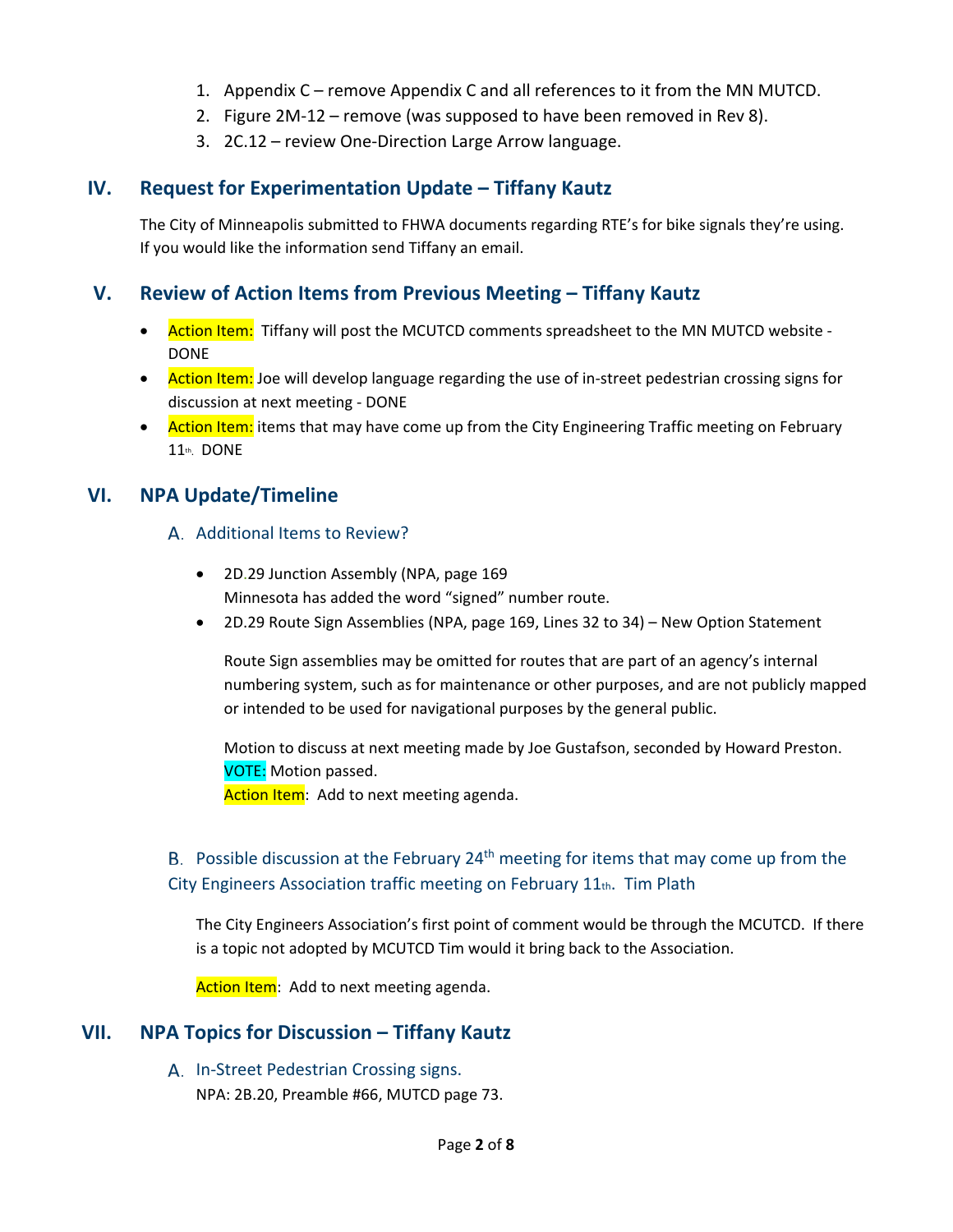1. Appendix C – remove Appendix C and all references to it from the MN MUTCD.
2. Figure 2M-12 – remove (was supposed to have been removed in Rev 8).
3. 2C.12 – review One-Direction Large Arrow language.

## IV. Request for Experimentation Update – Tiffany Kautz

The City of Minneapolis submitted to FHWA documents regarding RTE's for bike signals they're using. If you would like the information send Tiffany an email.

## V. Review of Action Items from Previous Meeting – Tiffany Kautz

- Action Item: Tiffany will post the MCUTCD comments spreadsheet to the MN MUTCD website - DONE
- Action Item: Joe will develop language regarding the use of in-street pedestrian crossing signs for discussion at next meeting - DONE
- Action Item: items that may have come up from the City Engineering Traffic meeting on February 11th. DONE

## VI. NPA Update/Timeline

### A. Additional Items to Review?

- 2D.29 Junction Assembly (NPA, page 169
  Minnesota has added the word "signed" number route.
- 2D.29 Route Sign Assemblies (NPA, page 169, Lines 32 to 34) – New Option Statement

  Route Sign assemblies may be omitted for routes that are part of an agency's internal numbering system, such as for maintenance or other purposes, and are not publicly mapped or intended to be used for navigational purposes by the general public.

  Motion to discuss at next meeting made by Joe Gustafson, seconded by Howard Preston.
  VOTE: Motion passed.
  Action Item: Add to next meeting agenda.

### B. Possible discussion at the February 24th meeting for items that may come up from the City Engineers Association traffic meeting on February 11th. Tim Plath

The City Engineers Association's first point of comment would be through the MCUTCD. If there is a topic not adopted by MCUTCD Tim would it bring back to the Association.

Action Item: Add to next meeting agenda.

## VII. NPA Topics for Discussion – Tiffany Kautz

### A. In-Street Pedestrian Crossing signs.

NPA: 2B.20, Preamble #66, MUTCD page 73.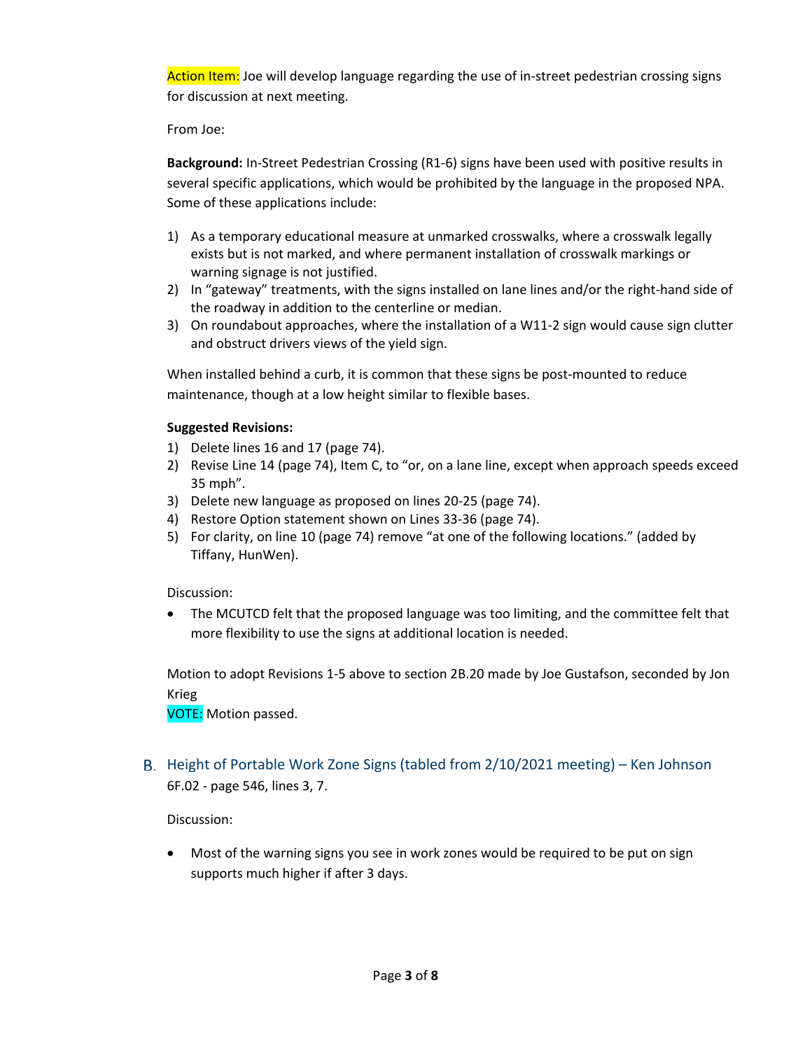Action Item: Joe will develop language regarding the use of in-street pedestrian crossing signs for discussion at next meeting.

From Joe:

**Background:** In-Street Pedestrian Crossing (R1-6) signs have been used with positive results in several specific applications, which would be prohibited by the language in the proposed NPA. Some of these applications include:

1) As a temporary educational measure at unmarked crosswalks, where a crosswalk legally exists but is not marked, and where permanent installation of crosswalk markings or warning signage is not justified.
2) In "gateway" treatments, with the signs installed on lane lines and/or the right-hand side of the roadway in addition to the centerline or median.
3) On roundabout approaches, where the installation of a W11-2 sign would cause sign clutter and obstruct drivers views of the yield sign.

When installed behind a curb, it is common that these signs be post-mounted to reduce maintenance, though at a low height similar to flexible bases.

**Suggested Revisions:**

1) Delete lines 16 and 17 (page 74).
2) Revise Line 14 (page 74), Item C, to "or, on a lane line, except when approach speeds exceed 35 mph".
3) Delete new language as proposed on lines 20-25 (page 74).
4) Restore Option statement shown on Lines 33-36 (page 74).
5) For clarity, on line 10 (page 74) remove "at one of the following locations." (added by Tiffany, HunWen).

Discussion:

- The MCUTCD felt that the proposed language was too limiting, and the committee felt that more flexibility to use the signs at additional location is needed.

Motion to adopt Revisions 1-5 above to section 2B.20 made by Joe Gustafson, seconded by Jon Krieg
VOTE: Motion passed.

## B. Height of Portable Work Zone Signs (tabled from 2/10/2021 meeting) – Ken Johnson

6F.02 - page 546, lines 3, 7.

Discussion:

- Most of the warning signs you see in work zones would be required to be put on sign supports much higher if after 3 days.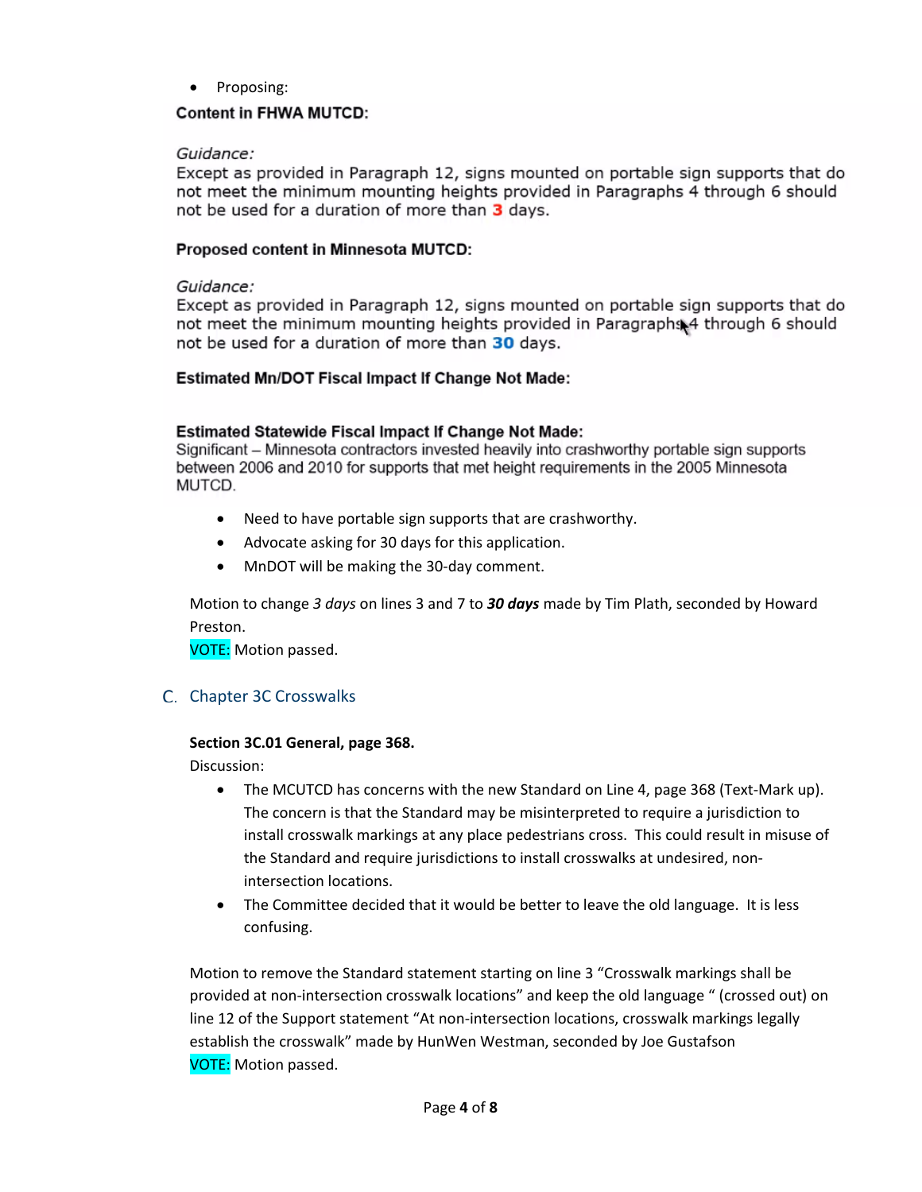- Proposing:

**Content in FHWA MUTCD:**

*Guidance:*
Except as provided in Paragraph 12, signs mounted on portable sign supports that do not meet the minimum mounting heights provided in Paragraphs 4 through 6 should not be used for a duration of more than **3** days.

**Proposed content in Minnesota MUTCD:**

*Guidance:*
Except as provided in Paragraph 12, signs mounted on portable sign supports that do not meet the minimum mounting heights provided in Paragraphs 4 through 6 should not be used for a duration of more than **30** days.

**Estimated Mn/DOT Fiscal Impact If Change Not Made:**

**Estimated Statewide Fiscal Impact If Change Not Made:**
Significant – Minnesota contractors invested heavily into crashworthy portable sign supports between 2006 and 2010 for supports that met height requirements in the 2005 Minnesota MUTCD.

- Need to have portable sign supports that are crashworthy.
- Advocate asking for 30 days for this application.
- MnDOT will be making the 30-day comment.

Motion to change *3 days* on lines 3 and 7 to ***30 days*** made by Tim Plath, seconded by Howard Preston.
VOTE: Motion passed.

## C. Chapter 3C Crosswalks

**Section 3C.01 General, page 368.**
Discussion:

- The MCUTCD has concerns with the new Standard on Line 4, page 368 (Text-Mark up). The concern is that the Standard may be misinterpreted to require a jurisdiction to install crosswalk markings at any place pedestrians cross. This could result in misuse of the Standard and require jurisdictions to install crosswalks at undesired, non-intersection locations.
- The Committee decided that it would be better to leave the old language. It is less confusing.

Motion to remove the Standard statement starting on line 3 "Crosswalk markings shall be provided at non-intersection crosswalk locations" and keep the old language " (crossed out) on line 12 of the Support statement "At non-intersection locations, crosswalk markings legally establish the crosswalk" made by HunWen Westman, seconded by Joe Gustafson
VOTE: Motion passed.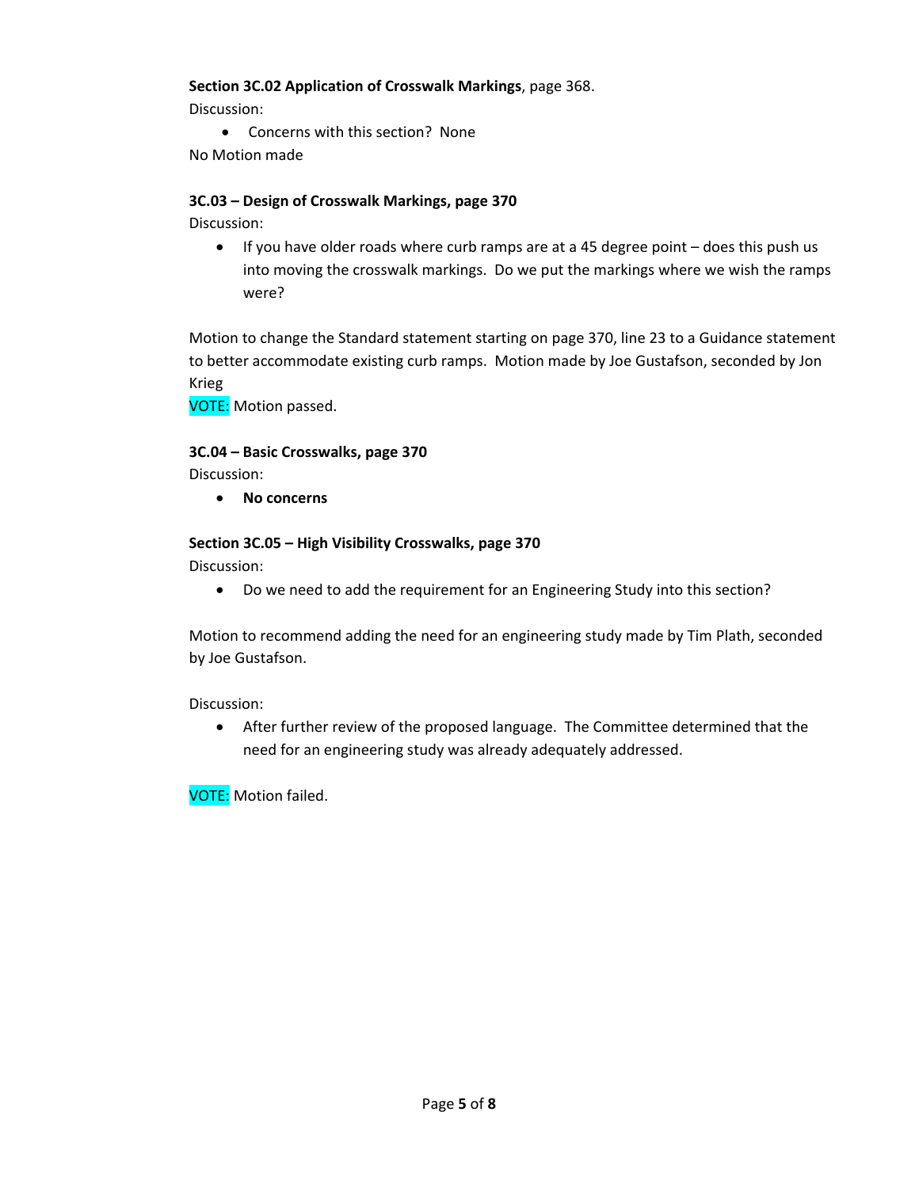**Section 3C.02 Application of Crosswalk Markings**, page 368.

Discussion:

- Concerns with this section? None

No Motion made

**3C.03 – Design of Crosswalk Markings, page 370**

Discussion:

- If you have older roads where curb ramps are at a 45 degree point – does this push us into moving the crosswalk markings. Do we put the markings where we wish the ramps were?

Motion to change the Standard statement starting on page 370, line 23 to a Guidance statement to better accommodate existing curb ramps. Motion made by Joe Gustafson, seconded by Jon Krieg

VOTE: Motion passed.

**3C.04 – Basic Crosswalks, page 370**

Discussion:

- **No concerns**

**Section 3C.05 – High Visibility Crosswalks, page 370**

Discussion:

- Do we need to add the requirement for an Engineering Study into this section?

Motion to recommend adding the need for an engineering study made by Tim Plath, seconded by Joe Gustafson.

Discussion:

- After further review of the proposed language. The Committee determined that the need for an engineering study was already adequately addressed.

VOTE: Motion failed.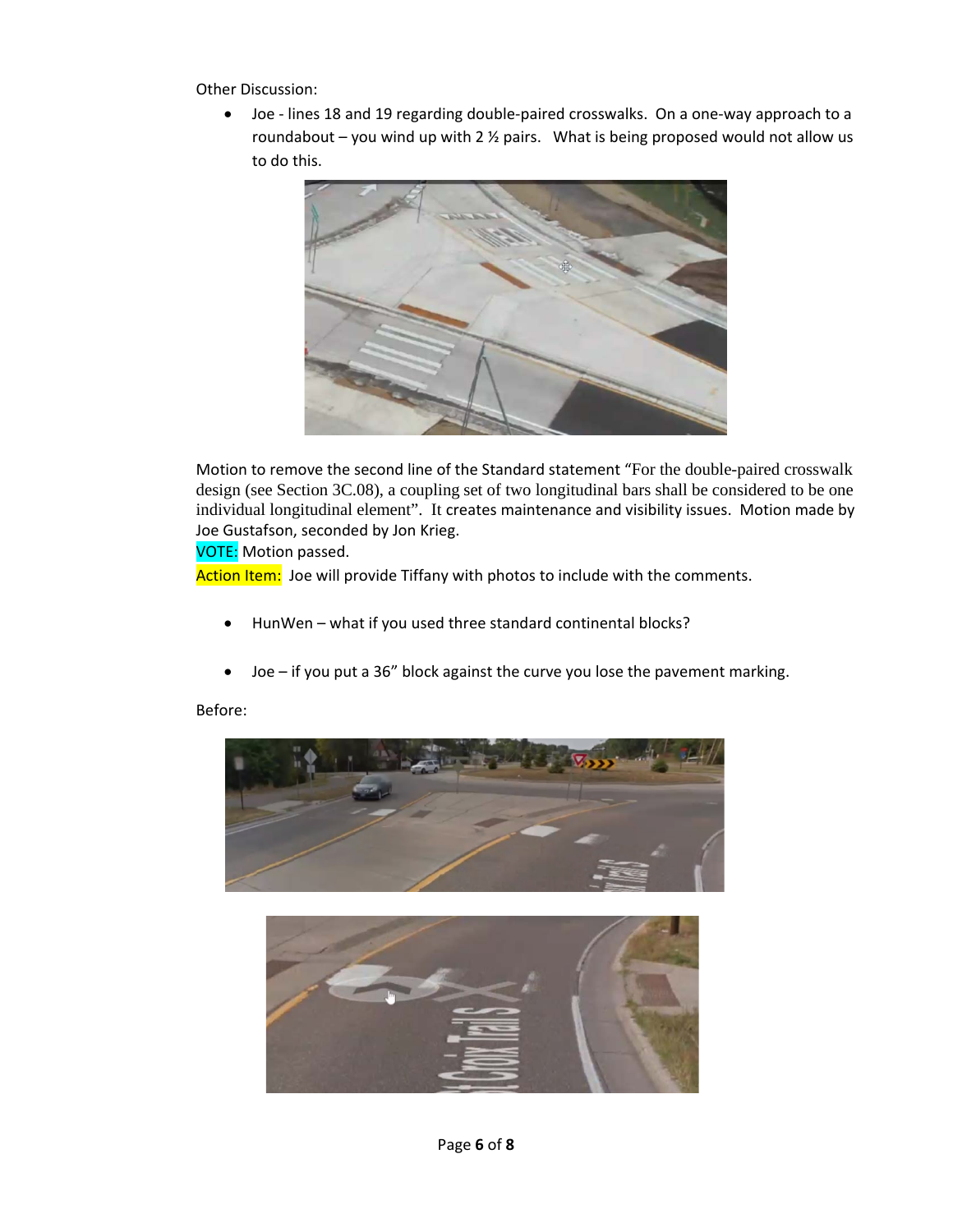Other Discussion:

- Joe - lines 18 and 19 regarding double-paired crosswalks. On a one-way approach to a roundabout – you wind up with 2 ½ pairs. What is being proposed would not allow us to do this.

Motion to remove the second line of the Standard statement "For the double-paired crosswalk design (see Section 3C.08), a coupling set of two longitudinal bars shall be considered to be one individual longitudinal element". It creates maintenance and visibility issues. Motion made by Joe Gustafson, seconded by Jon Krieg.

VOTE: Motion passed.

Action Item: Joe will provide Tiffany with photos to include with the comments.

- HunWen – what if you used three standard continental blocks?

- Joe – if you put a 36" block against the curve you lose the pavement marking.

Before: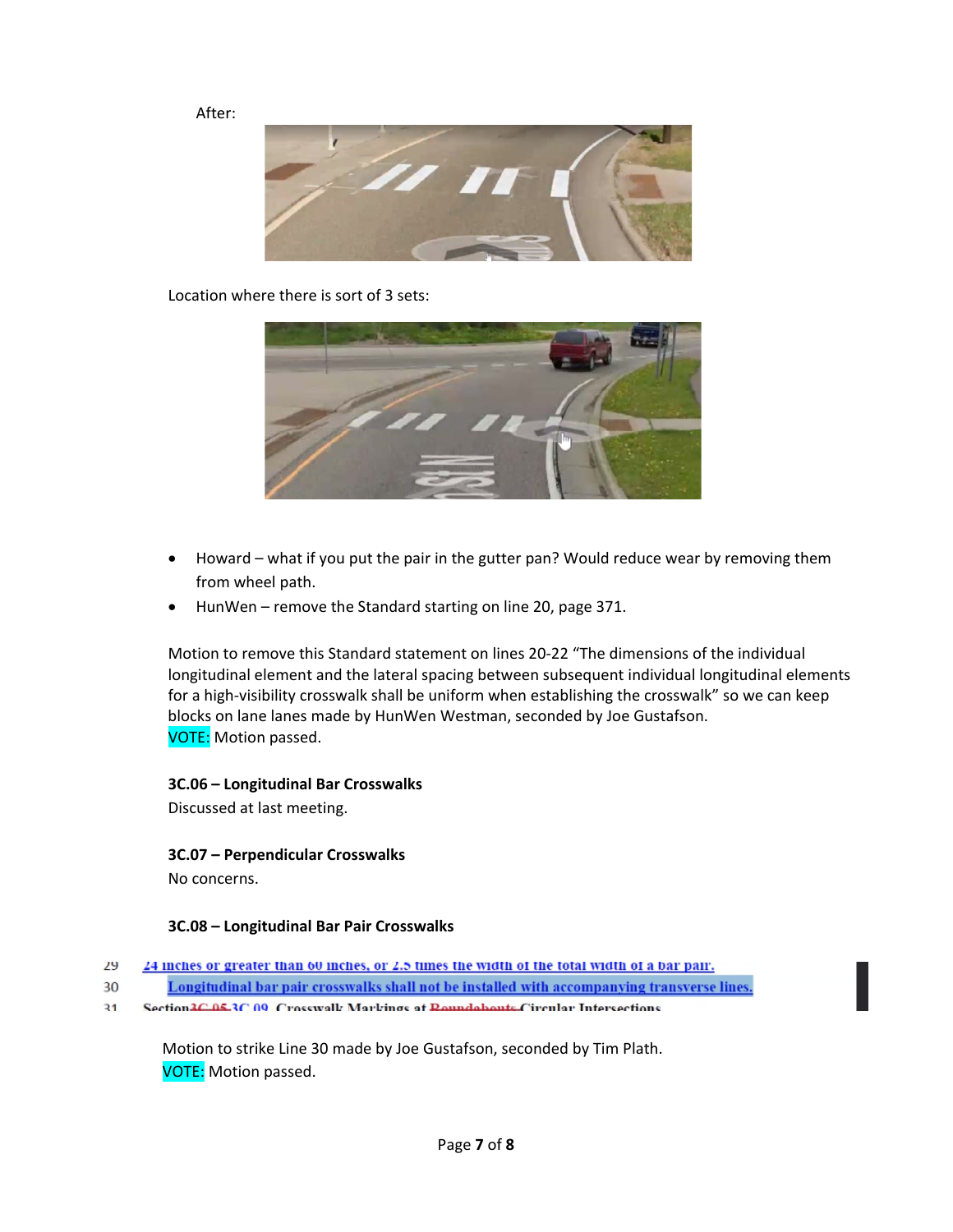After:

Location where there is sort of 3 sets:

- Howard – what if you put the pair in the gutter pan? Would reduce wear by removing them from wheel path.
- HunWen – remove the Standard starting on line 20, page 371.

Motion to remove this Standard statement on lines 20-22 "The dimensions of the individual longitudinal element and the lateral spacing between subsequent individual longitudinal elements for a high-visibility crosswalk shall be uniform when establishing the crosswalk" so we can keep blocks on lane lanes made by HunWen Westman, seconded by Joe Gustafson.
VOTE: Motion passed.

**3C.06 – Longitudinal Bar Crosswalks**
Discussed at last meeting.

**3C.07 – Perpendicular Crosswalks**
No concerns.

**3C.08 – Longitudinal Bar Pair Crosswalks**

29 24 inches or greater than 60 inches, or 2.5 times the width of the total width of a bar pair.
30 Longitudinal bar pair crosswalks shall not be installed with accompanying transverse lines.
31 Section 3C.05 3C.09 Crosswalk Markings at Roundabouts Circular Intersections

Motion to strike Line 30 made by Joe Gustafson, seconded by Tim Plath.
VOTE: Motion passed.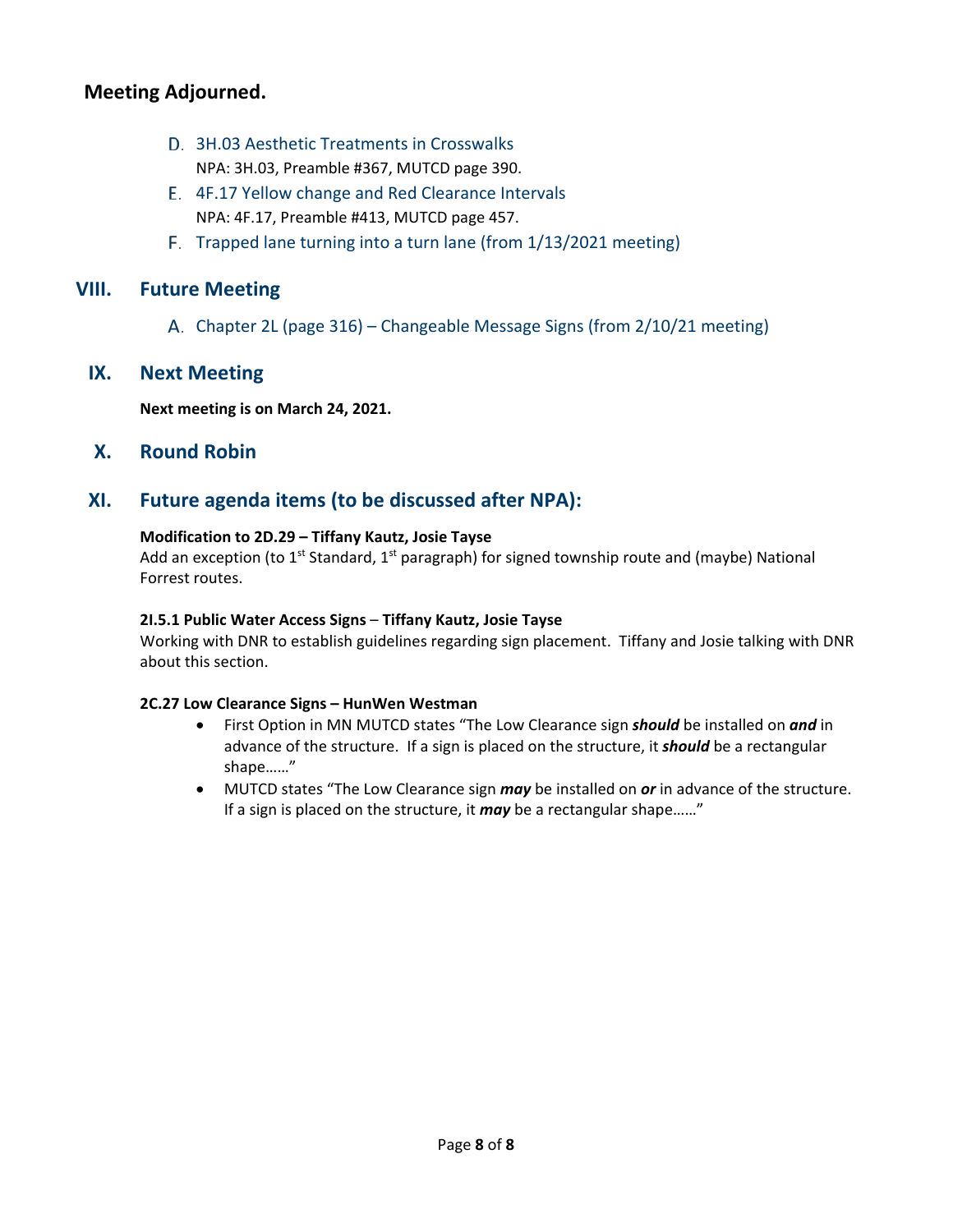**Meeting Adjourned.**

D. 3H.03 Aesthetic Treatments in Crosswalks
NPA: 3H.03, Preamble #367, MUTCD page 390.

E. 4F.17 Yellow change and Red Clearance Intervals
NPA: 4F.17, Preamble #413, MUTCD page 457.

F. Trapped lane turning into a turn lane (from 1/13/2021 meeting)

## VIII. Future Meeting

A. Chapter 2L (page 316) – Changeable Message Signs (from 2/10/21 meeting)

## IX. Next Meeting

**Next meeting is on March 24, 2021.**

## X. Round Robin

## XI. Future agenda items (to be discussed after NPA):

**Modification to 2D.29 – Tiffany Kautz, Josie Tayse**
Add an exception (to 1st Standard, 1st paragraph) for signed township route and (maybe) National Forrest routes.

**2I.5.1 Public Water Access Signs – Tiffany Kautz, Josie Tayse**
Working with DNR to establish guidelines regarding sign placement. Tiffany and Josie talking with DNR about this section.

**2C.27 Low Clearance Signs – HunWen Westman**

- First Option in MN MUTCD states "The Low Clearance sign ***should*** be installed on ***and*** in advance of the structure. If a sign is placed on the structure, it ***should*** be a rectangular shape……"
- MUTCD states "The Low Clearance sign ***may*** be installed on ***or*** in advance of the structure. If a sign is placed on the structure, it ***may*** be a rectangular shape……"